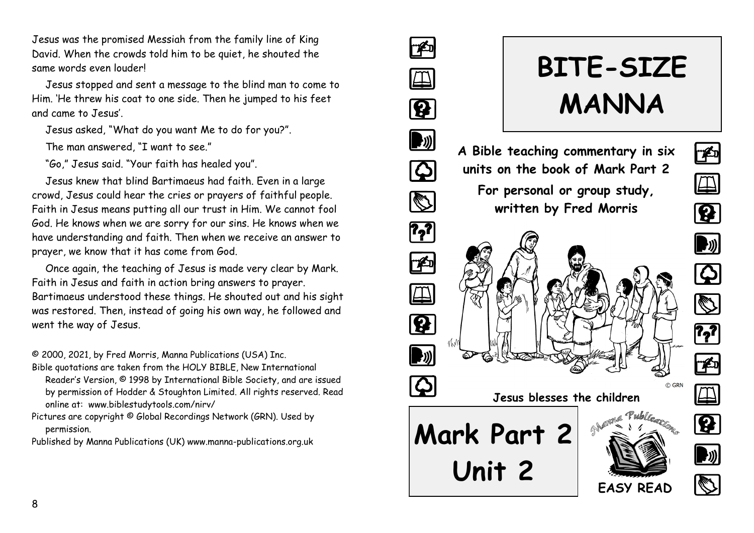Jesus was the promised Messiah from the family line of King David. When the crowds told him to be quiet, he shouted the same words even louder!

Jesus stopped and sent a message to the blind man to come to Him. 'He threw his coat to one side. Then he jumped to his feet and came to Jesus'.

Jesus asked, "What do you want Me to do for you?".

The man answered, "I want to see."

"Go," Jesus said. "Your faith has healed you".

Jesus knew that blind Bartimaeus had faith. Even in a large crowd, Jesus could hear the cries or prayers of faithful people. Faith in Jesus means putting all our trust in Him. We cannot fool God. He knows when we are sorry for our sins. He knows when we have understanding and faith. Then when we receive an answer to prayer, we know that it has come from God.

Once again, the teaching of Jesus is made very clear by Mark. Faith in Jesus and faith in action bring answers to prayer. Bartimaeus understood these things. He shouted out and his sight was restored. Then, instead of going his own way, he followed and went the way of Jesus.

© 2000, 2021, by Fred Morris, Manna Publications (USA) Inc.

Bible quotations are taken from the HOLY BIBLE, New International Reader's Version, © 1998 by International Bible Society, and are issued by permission of Hodder & Stoughton Limited. All rights reserved. Read online at: www.biblestudytools.com/nirv/

Pictures are copyright © Global Recordings Network (GRN). Used by permission.

Published by Manna Publications (UK) www.manna-publications.org.uk

# BITE-SIZE MANNA

**A Bible teaching commentary in six units on the book of Mark Part 2**

**For personal or group study, written by Fred Morris**

© GRN

**Jesus blesses the children**

# Mark Part 2 Unit 2

Manna Publications

**EASY READ**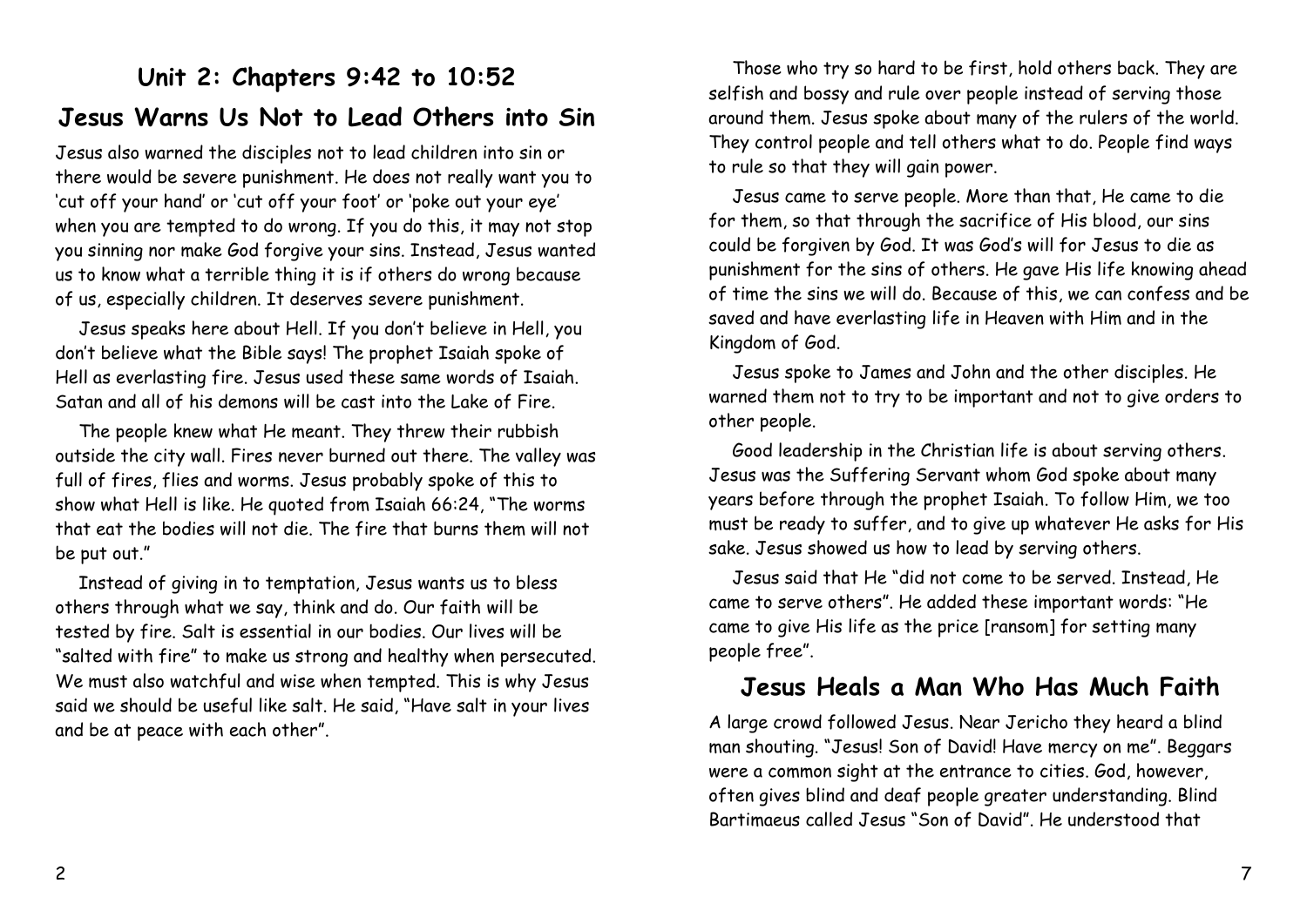## Unit 2: Chapters 9:42 to 10:52

## Jesus Warns Us Not to Lead Others into Sin

Jesus also warned the disciples not to lead children into sin or there would be severe punishment. He does not really want you to 'cut off your hand' or 'cut off your foot' or 'poke out your eye' when you are tempted to do wrong. If you do this, it may not stop you sinning nor make God forgive your sins. Instead, Jesus wanted us to know what a terrible thing it is if others do wrong because of us, especially children. It deserves severe punishment.

Jesus speaks here about Hell. If you don't believe in Hell, you don't believe what the Bible says! The prophet Isaiah spoke of Hell as everlasting fire. Jesus used these same words of Isaiah. Satan and all of his demons will be cast into the Lake of Fire.

The people knew what He meant. They threw their rubbish outside the city wall. Fires never burned out there. The valley was full of fires, flies and worms. Jesus probably spoke of this to show what Hell is like. He quoted from Isaiah 66:24, "The worms that eat the bodies will not die. The fire that burns them will not be put out."

Instead of giving in to temptation, Jesus wants us to bless others through what we say, think and do. Our faith will be tested by fire. Salt is essential in our bodies. Our lives will be "salted with fire" to make us strong and healthy when persecuted. We must also watchful and wise when tempted. This is why Jesus said we should be useful like salt. He said, "Have salt in your lives and be at peace with each other".

Those who try so hard to be first, hold others back. They are selfish and bossy and rule over people instead of serving those around them. Jesus spoke about many of the rulers of the world. They control people and tell others what to do. People find ways to rule so that they will gain power.

Jesus came to serve people. More than that, He came to die for them, so that through the sacrifice of His blood, our sins could be forgiven by God. It was God's will for Jesus to die as punishment for the sins of others. He gave His life knowing ahead of time the sins we will do. Because of this, we can confess and be saved and have everlasting life in Heaven with Him and in the Kingdom of God.

Jesus spoke to James and John and the other disciples. He warned them not to try to be important and not to give orders to other people.

Good leadership in the Christian life is about serving others. Jesus was the Suffering Servant whom God spoke about many years before through the prophet Isaiah. To follow Him, we too must be ready to suffer, and to give up whatever He asks for His sake. Jesus showed us how to lead by serving others.

Jesus said that He "did not come to be served. Instead, He came to serve others". He added these important words: "He came to give His life as the price [ransom] for setting many people free".

## Jesus Heals a Man Who Has Much Faith

A large crowd followed Jesus. Near Jericho they heard a blind man shouting. "Jesus! Son of David! Have mercy on me". Beggars were a common sight at the entrance to cities. God, however, often gives blind and deaf people greater understanding. Blind Bartimaeus called Jesus "Son of David". He understood that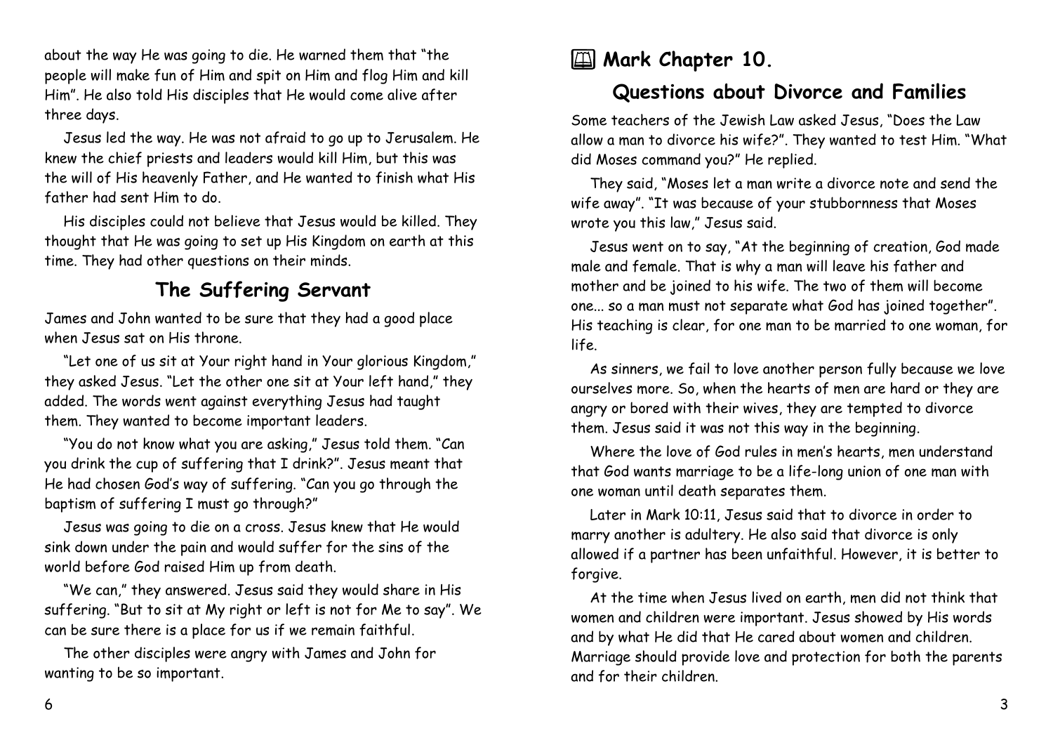about the way He was going to die. He warned them that "the people will make fun of Him and spit on Him and flog Him and kill Him". He also told His disciples that He would come alive after three days.

Jesus led the way. He was not afraid to go up to Jerusalem. He knew the chief priests and leaders would kill Him, but this was the will of His heavenly Father, and He wanted to finish what His father had sent Him to do.

His disciples could not believe that Jesus would be killed. They thought that He was going to set up His Kingdom on earth at this time. They had other questions on their minds.

## The Suffering Servant

James and John wanted to be sure that they had a good place when Jesus sat on His throne.

"Let one of us sit at Your right hand in Your glorious Kingdom," they asked Jesus. "Let the other one sit at Your left hand," they added. The words went against everything Jesus had taught them. They wanted to become important leaders.

"You do not know what you are asking," Jesus told them. "Can you drink the cup of suffering that I drink?". Jesus meant that He had chosen God's way of suffering. "Can you go through the baptism of suffering I must go through?"

Jesus was going to die on a cross. Jesus knew that He would sink down under the pain and would suffer for the sins of the world before God raised Him up from death.

"We can," they answered. Jesus said they would share in His suffering. "But to sit at My right or left is not for Me to say". We can be sure there is a place for us if we remain faithful.

The other disciples were angry with James and John for wanting to be so important.

# 🕮 Mark Chapter 10.

## Questions about Divorce and Families

Some teachers of the Jewish Law asked Jesus, "Does the Law allow a man to divorce his wife?". They wanted to test Him. "What did Moses command you?" He replied.

They said, "Moses let a man write a divorce note and send the wife away". "It was because of your stubbornness that Moses wrote you this law," Jesus said.

Jesus went on to say, "At the beginning of creation, God made male and female. That is why a man will leave his father and mother and be joined to his wife. The two of them will become one... so a man must not separate what God has joined together". His teaching is clear, for one man to be married to one woman, for life.

As sinners, we fail to love another person fully because we love ourselves more. So, when the hearts of men are hard or they are angry or bored with their wives, they are tempted to divorce them. Jesus said it was not this way in the beginning.

Where the love of God rules in men's hearts, men understand that God wants marriage to be a life-long union of one man with one woman until death separates them.

Later in Mark 10:11, Jesus said that to divorce in order to marry another is adultery. He also said that divorce is only allowed if a partner has been unfaithful. However, it is better to forgive.

At the time when Jesus lived on earth, men did not think that women and children were important. Jesus showed by His words and by what He did that He cared about women and children. Marriage should provide love and protection for both the parents and for their children.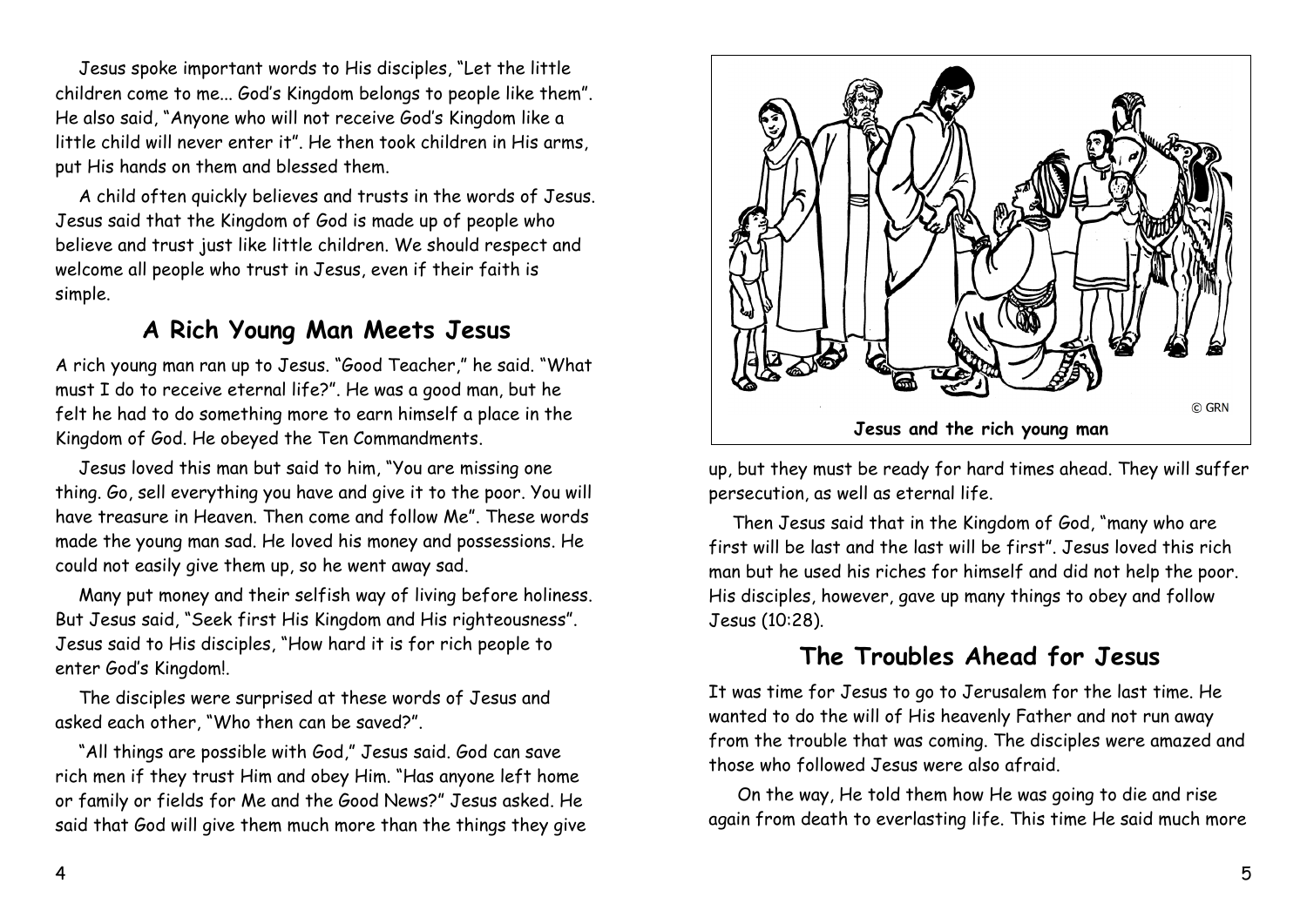Jesus spoke important words to His disciples, "Let the little children come to me... God's Kingdom belongs to people like them". He also said, "Anyone who will not receive God's Kingdom like a little child will never enter it". He then took children in His arms, put His hands on them and blessed them.

A child often quickly believes and trusts in the words of Jesus. Jesus said that the Kingdom of God is made up of people who believe and trust just like little children. We should respect and welcome all people who trust in Jesus, even if their faith is simple.

## A Rich Young Man Meets Jesus

A rich young man ran up to Jesus. "Good Teacher," he said. "What must I do to receive eternal life?". He was a good man, but he felt he had to do something more to earn himself a place in the Kingdom of God. He obeyed the Ten Commandments.

Jesus loved this man but said to him, "You are missing one thing. Go, sell everything you have and give it to the poor. You will have treasure in Heaven. Then come and follow Me". These words made the young man sad. He loved his money and possessions. He could not easily give them up, so he went away sad.

Many put money and their selfish way of living before holiness. But Jesus said, "Seek first His Kingdom and His righteousness". Jesus said to His disciples, "How hard it is for rich people to enter God's Kingdom!.

The disciples were surprised at these words of Jesus and asked each other, "Who then can be saved?".

"All things are possible with God," Jesus said. God can save rich men if they trust Him and obey Him. "Has anyone left home or family or fields for Me and the Good News?" Jesus asked. He said that God will give them much more than the things they give up, but they must be ready for hard times ahead. They will suffer persecution, as well as eternal life.

© GRN

**Jesus and the rich young man**

Then Jesus said that in the Kingdom of God, "many who are first will be last and the last will be first". Jesus loved this rich man but he used his riches for himself and did not help the poor. His disciples, however, gave up many things to obey and follow Jesus (10:28).

## The Troubles Ahead for Jesus

It was time for Jesus to go to Jerusalem for the last time. He wanted to do the will of His heavenly Father and not run away from the trouble that was coming. The disciples were amazed and those who followed Jesus were also afraid.

On the way, He told them how He was going to die and rise again from death to everlasting life. This time He said much more